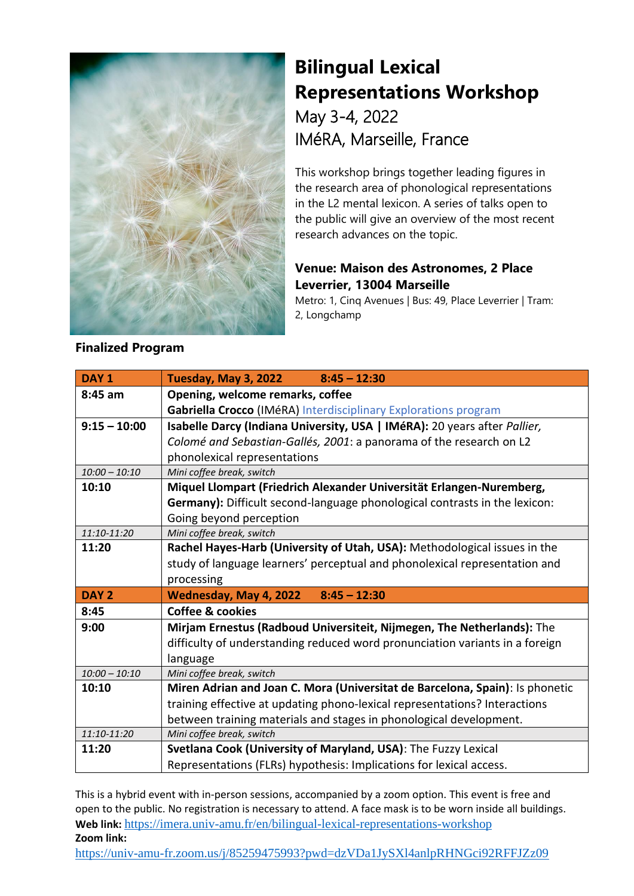# Bilingual Lexical Representations Workshop

May 3-4, 2022

IMéRA, Marseille, France

This workshop brings together leading figures in the research area of phonological representations in the L2 mental lexicon. A series of talks open to the public will give an overview of the most recent research advances on the topic.

**Venue: Maison des Astronomes, 2 Place Leverrier, 13004 Marseille**

Metro: 1, Cinq Avenues | Bus: 49, Place Leverrier | Tram: 2, Longchamp

**Finalized Program**

| **DAY 1** | **Tuesday, May 3, 2022 8:45 – 12:30** |
|---|---|
| **8:45 am** | **Opening, welcome remarks, coffee**<br>**Gabriella Crocco** (IMéRA) Interdisciplinary Explorations program |
| **9:15 – 10:00** | **Isabelle Darcy (Indiana University, USA \| IMéRA):** 20 years after *Pallier, Colomé and Sebastian-Gallés, 2001*: a panorama of the research on L2 phonolexical representations |
| *10:00 – 10:10* | *Mini coffee break, switch* |
| **10:10** | **Miquel Llompart (Friedrich Alexander Universität Erlangen-Nuremberg, Germany):** Difficult second-language phonological contrasts in the lexicon: Going beyond perception |
| *11:10-11:20* | *Mini coffee break, switch* |
| **11:20** | **Rachel Hayes-Harb (University of Utah, USA):** Methodological issues in the study of language learners' perceptual and phonolexical representation and processing |
| **DAY 2** | **Wednesday, May 4, 2022 8:45 – 12:30** |
| **8:45** | **Coffee & cookies** |
| **9:00** | **Mirjam Ernestus (Radboud Universiteit, Nijmegen, The Netherlands):** The difficulty of understanding reduced word pronunciation variants in a foreign language |
| *10:00 – 10:10* | *Mini coffee break, switch* |
| **10:10** | **Miren Adrian and Joan C. Mora (Universitat de Barcelona, Spain)**: Is phonetic training effective at updating phono-lexical representations? Interactions between training materials and stages in phonological development. |
| *11:10-11:20* | *Mini coffee break, switch* |
| **11:20** | **Svetlana Cook (University of Maryland, USA)**: The Fuzzy Lexical Representations (FLRs) hypothesis: Implications for lexical access. |

This is a hybrid event with in-person sessions, accompanied by a zoom option. This event is free and open to the public. No registration is necessary to attend. A face mask is to be worn inside all buildings.

**Web link:** https://imera.univ-amu.fr/en/bilingual-lexical-representations-workshop

**Zoom link:**

https://univ-amu-fr.zoom.us/j/85259475993?pwd=dzVDa1JySXl4anlpRHNGci92RFFJZz09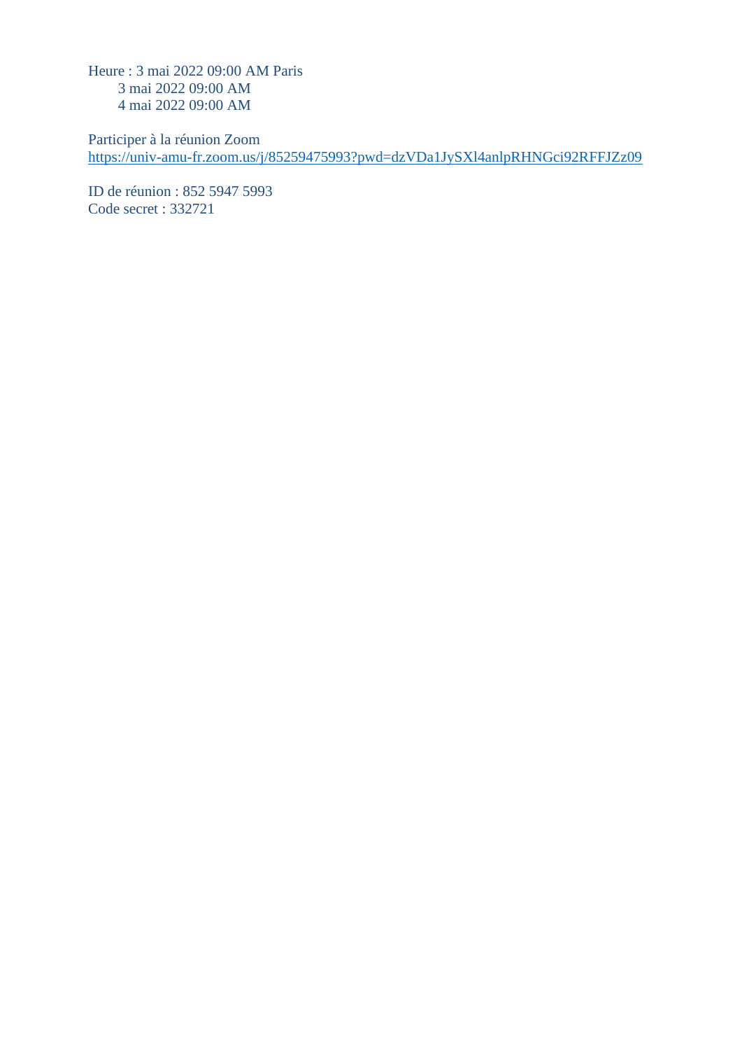Heure : 3 mai 2022 09:00 AM Paris

3 mai 2022 09:00 AM

4 mai 2022 09:00 AM

Participer à la réunion Zoom

https://univ-amu-fr.zoom.us/j/85259475993?pwd=dzVDa1JySXl4anlpRHNGci92RFFJZz09

ID de réunion : 852 5947 5993

Code secret : 332721